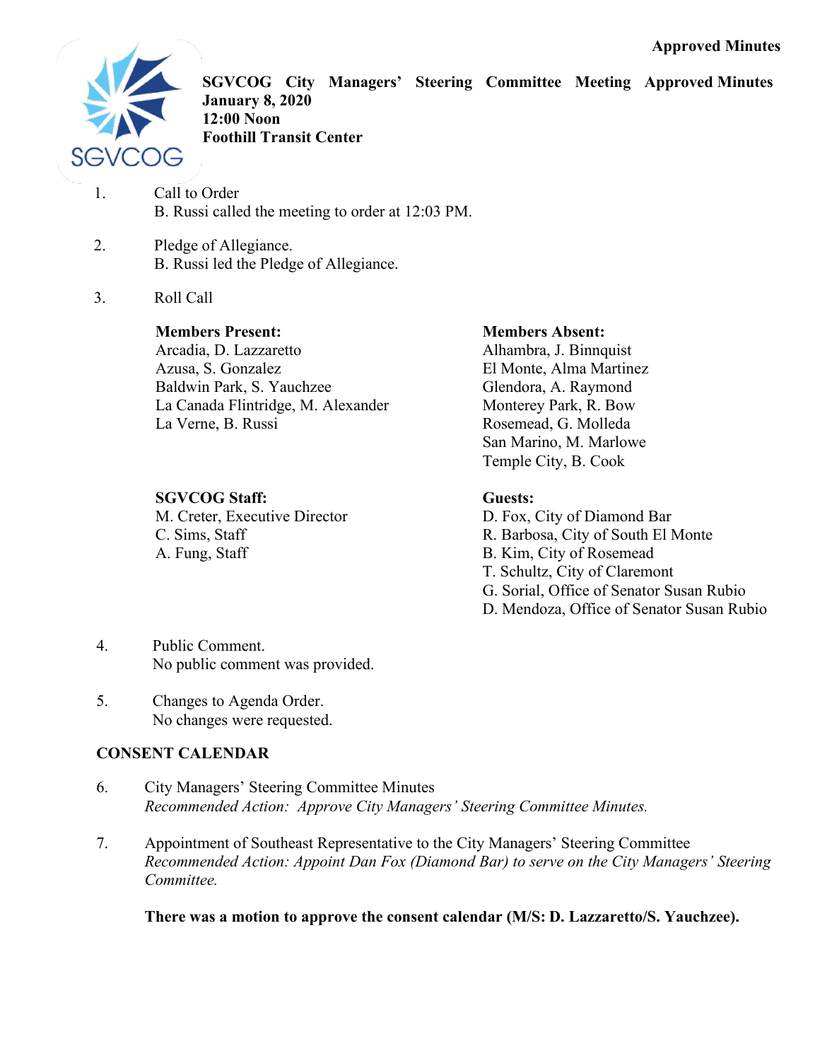Approved Minutes

# SGVCOG City Managers' Steering Committee Meeting Approved Minutes

**January 8, 2020**
**12:00 Noon**
**Foothill Transit Center**

1. Call to Order
   B. Russi called the meeting to order at 12:03 PM.

2. Pledge of Allegiance.
   B. Russi led the Pledge of Allegiance.

3. Roll Call

**Members Present:**
Arcadia, D. Lazzaretto
Azusa, S. Gonzalez
Baldwin Park, S. Yauchzee
La Canada Flintridge, M. Alexander
La Verne, B. Russi

**Members Absent:**
Alhambra, J. Binnquist
El Monte, Alma Martinez
Glendora, A. Raymond
Monterey Park, R. Bow
Rosemead, G. Molleda
San Marino, M. Marlowe
Temple City, B. Cook

**SGVCOG Staff:**
M. Creter, Executive Director
C. Sims, Staff
A. Fung, Staff

**Guests:**
D. Fox, City of Diamond Bar
R. Barbosa, City of South El Monte
B. Kim, City of Rosemead
T. Schultz, City of Claremont
G. Sorial, Office of Senator Susan Rubio
D. Mendoza, Office of Senator Susan Rubio

4. Public Comment.
   No public comment was provided.

5. Changes to Agenda Order.
   No changes were requested.

## CONSENT CALENDAR

6. City Managers' Steering Committee Minutes
   *Recommended Action: Approve City Managers' Steering Committee Minutes.*

7. Appointment of Southeast Representative to the City Managers' Steering Committee
   *Recommended Action: Appoint Dan Fox (Diamond Bar) to serve on the City Managers' Steering Committee.*

   **There was a motion to approve the consent calendar (M/S: D. Lazzaretto/S. Yauchzee).**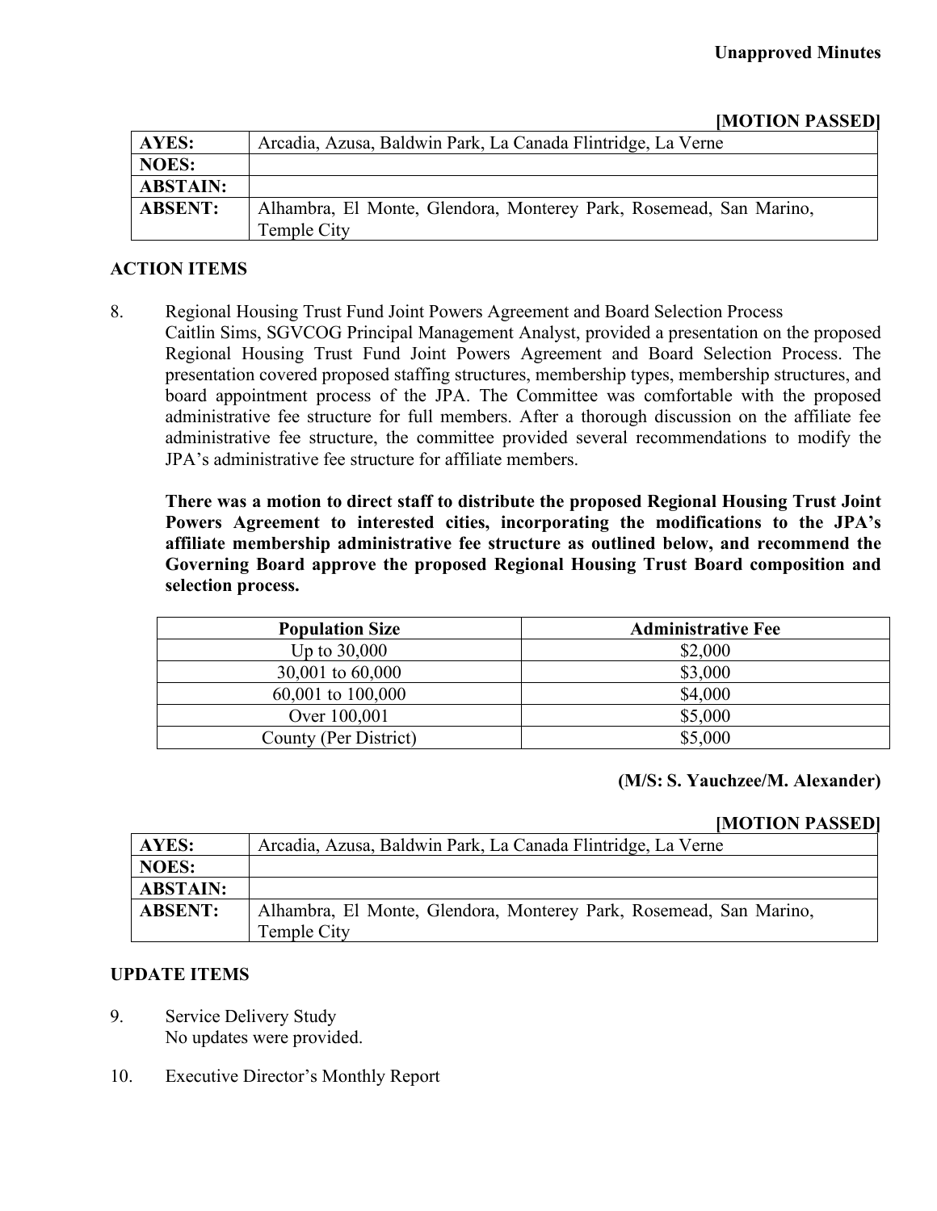**Unapproved Minutes**

**[MOTION PASSED]**

| **AYES:** | Arcadia, Azusa, Baldwin Park, La Canada Flintridge, La Verne |
|---|---|
| **NOES:** | |
| **ABSTAIN:** | |
| **ABSENT:** | Alhambra, El Monte, Glendora, Monterey Park, Rosemead, San Marino, Temple City |

## ACTION ITEMS

8. Regional Housing Trust Fund Joint Powers Agreement and Board Selection Process
   Caitlin Sims, SGVCOG Principal Management Analyst, provided a presentation on the proposed Regional Housing Trust Fund Joint Powers Agreement and Board Selection Process. The presentation covered proposed staffing structures, membership types, membership structures, and board appointment process of the JPA. The Committee was comfortable with the proposed administrative fee structure for full members. After a thorough discussion on the affiliate fee administrative fee structure, the committee provided several recommendations to modify the JPA's administrative fee structure for affiliate members.

   **There was a motion to direct staff to distribute the proposed Regional Housing Trust Joint Powers Agreement to interested cities, incorporating the modifications to the JPA's affiliate membership administrative fee structure as outlined below, and recommend the Governing Board approve the proposed Regional Housing Trust Board composition and selection process.**

| Population Size | Administrative Fee |
|---|---|
| Up to 30,000 | $2,000 |
| 30,001 to 60,000 | $3,000 |
| 60,001 to 100,000 | $4,000 |
| Over 100,001 | $5,000 |
| County (Per District) | $5,000 |

**(M/S: S. Yauchzee/M. Alexander)**

**[MOTION PASSED]**

| **AYES:** | Arcadia, Azusa, Baldwin Park, La Canada Flintridge, La Verne |
|---|---|
| **NOES:** | |
| **ABSTAIN:** | |
| **ABSENT:** | Alhambra, El Monte, Glendora, Monterey Park, Rosemead, San Marino, Temple City |

## UPDATE ITEMS

9. Service Delivery Study
   No updates were provided.

10. Executive Director's Monthly Report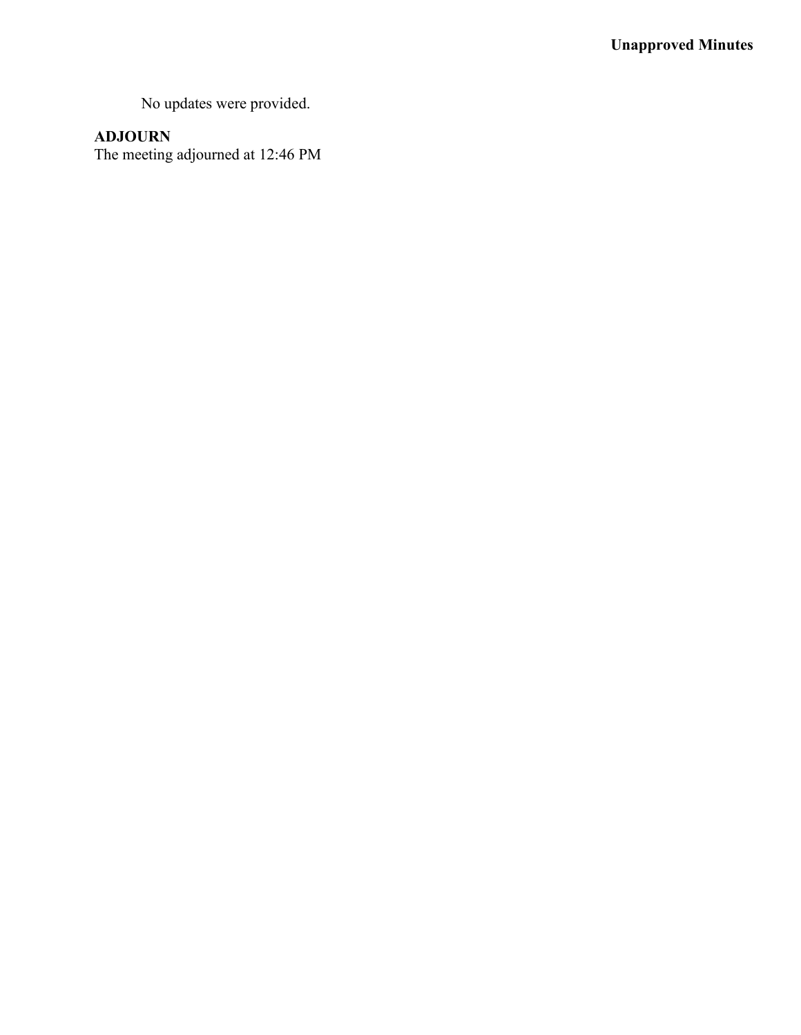No updates were provided.

**ADJOURN**
The meeting adjourned at 12:46 PM